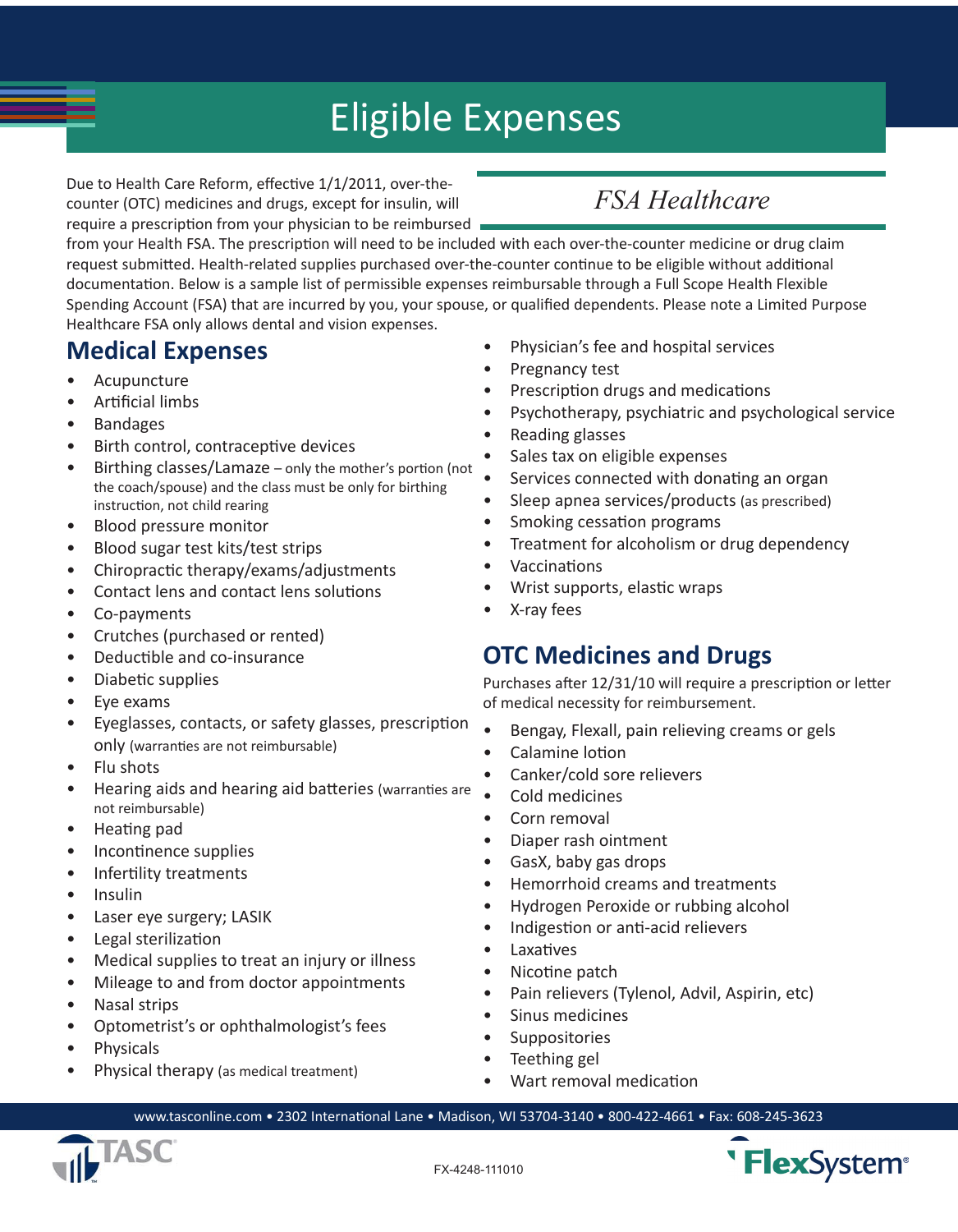# Eligible Expenses

## *FSA Healthcare*

Due to Health Care Reform, effective 1/1/2011, over-the-counter (OTC) medicines and drugs, except for insulin, will require a prescription from your physician to be reimbursed from your Health FSA. The prescription will need to be included with each over-the-counter medicine or drug claim request submitted. Health-related supplies purchased over-the-counter continue to be eligible without additional documentation. Below is a sample list of permissible expenses reimbursable through a Full Scope Health Flexible Spending Account (FSA) that are incurred by you, your spouse, or qualified dependents. Please note a Limited Purpose Healthcare FSA only allows dental and vision expenses.

## Medical Expenses

- Acupuncture
- Artificial limbs
- Bandages
- Birth control, contraceptive devices
- Birthing classes/Lamaze – only the mother's portion (not the coach/spouse) and the class must be only for birthing instruction, not child rearing
- Blood pressure monitor
- Blood sugar test kits/test strips
- Chiropractic therapy/exams/adjustments
- Contact lens and contact lens solutions
- Co-payments
- Crutches (purchased or rented)
- Deductible and co-insurance
- Diabetic supplies
- Eye exams
- Eyeglasses, contacts, or safety glasses, prescription only (warranties are not reimbursable)
- Flu shots
- Hearing aids and hearing aid batteries (warranties are not reimbursable)
- Heating pad
- Incontinence supplies
- Infertility treatments
- Insulin
- Laser eye surgery; LASIK
- Legal sterilization
- Medical supplies to treat an injury or illness
- Mileage to and from doctor appointments
- Nasal strips
- Optometrist's or ophthalmologist's fees
- Physicals
- Physical therapy (as medical treatment)
- Physician's fee and hospital services
- Pregnancy test
- Prescription drugs and medications
- Psychotherapy, psychiatric and psychological service
- Reading glasses
- Sales tax on eligible expenses
- Services connected with donating an organ
- Sleep apnea services/products (as prescribed)
- Smoking cessation programs
- Treatment for alcoholism or drug dependency
- Vaccinations
- Wrist supports, elastic wraps
- X-ray fees

## OTC Medicines and Drugs

Purchases after 12/31/10 will require a prescription or letter of medical necessity for reimbursement.

- Bengay, Flexall, pain relieving creams or gels
- Calamine lotion
- Canker/cold sore relievers
- Cold medicines
- Corn removal
- Diaper rash ointment
- GasX, baby gas drops
- Hemorrhoid creams and treatments
- Hydrogen Peroxide or rubbing alcohol
- Indigestion or anti-acid relievers
- Laxatives
- Nicotine patch
- Pain relievers (Tylenol, Advil, Aspirin, etc)
- Sinus medicines
- Suppositories
- Teething gel
- Wart removal medication

www.tasconline.com • 2302 International Lane • Madison, WI 53704-3140 • 800-422-4661 • Fax: 608-245-3623

TASC

FX-4248-111010

FlexSystem®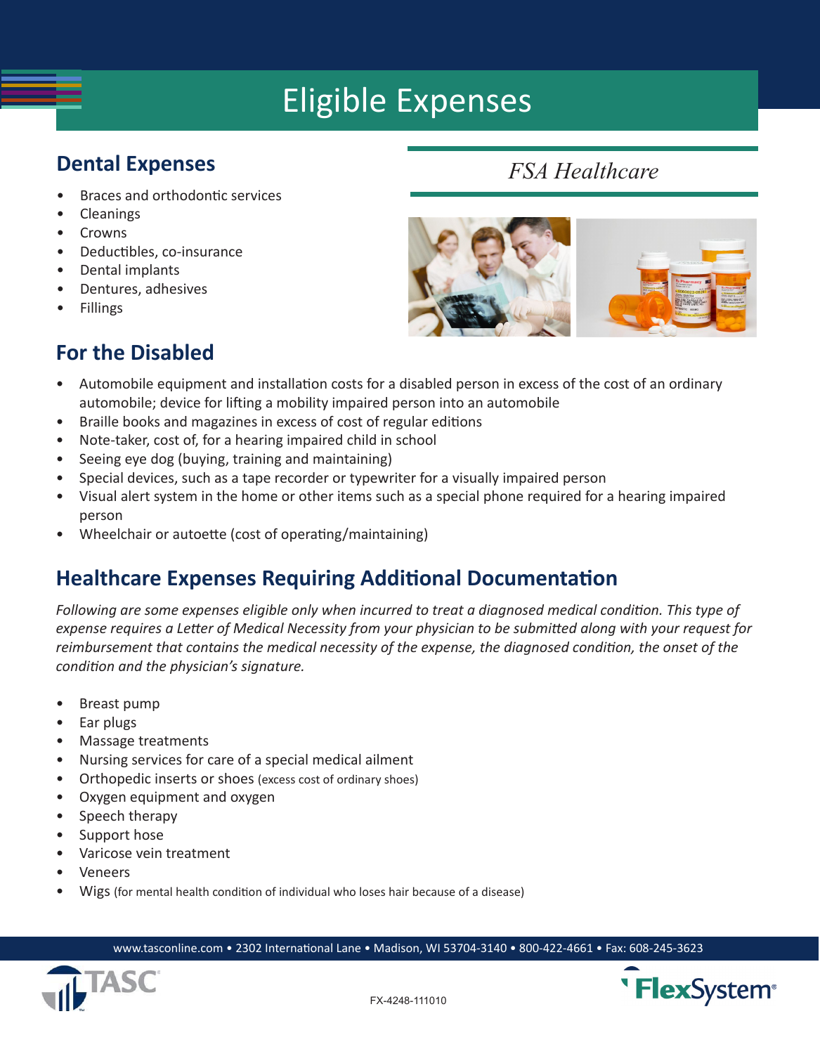# Eligible Expenses

*FSA Healthcare*

## Dental Expenses

- Braces and orthodontic services
- Cleanings
- Crowns
- Deductibles, co-insurance
- Dental implants
- Dentures, adhesives
- Fillings

## For the Disabled

- Automobile equipment and installation costs for a disabled person in excess of the cost of an ordinary automobile; device for lifting a mobility impaired person into an automobile
- Braille books and magazines in excess of cost of regular editions
- Note-taker, cost of, for a hearing impaired child in school
- Seeing eye dog (buying, training and maintaining)
- Special devices, such as a tape recorder or typewriter for a visually impaired person
- Visual alert system in the home or other items such as a special phone required for a hearing impaired person
- Wheelchair or autoette (cost of operating/maintaining)

## Healthcare Expenses Requiring Additional Documentation

*Following are some expenses eligible only when incurred to treat a diagnosed medical condition. This type of expense requires a Letter of Medical Necessity from your physician to be submitted along with your request for reimbursement that contains the medical necessity of the expense, the diagnosed condition, the onset of the condition and the physician's signature.*

- Breast pump
- Ear plugs
- Massage treatments
- Nursing services for care of a special medical ailment
- Orthopedic inserts or shoes (excess cost of ordinary shoes)
- Oxygen equipment and oxygen
- Speech therapy
- Support hose
- Varicose vein treatment
- Veneers
- Wigs (for mental health condition of individual who loses hair because of a disease)

www.tasconline.com • 2302 International Lane • Madison, WI 53704-3140 • 800-422-4661 • Fax: 608-245-3623

TASC

FX-4248-111010

FlexSystem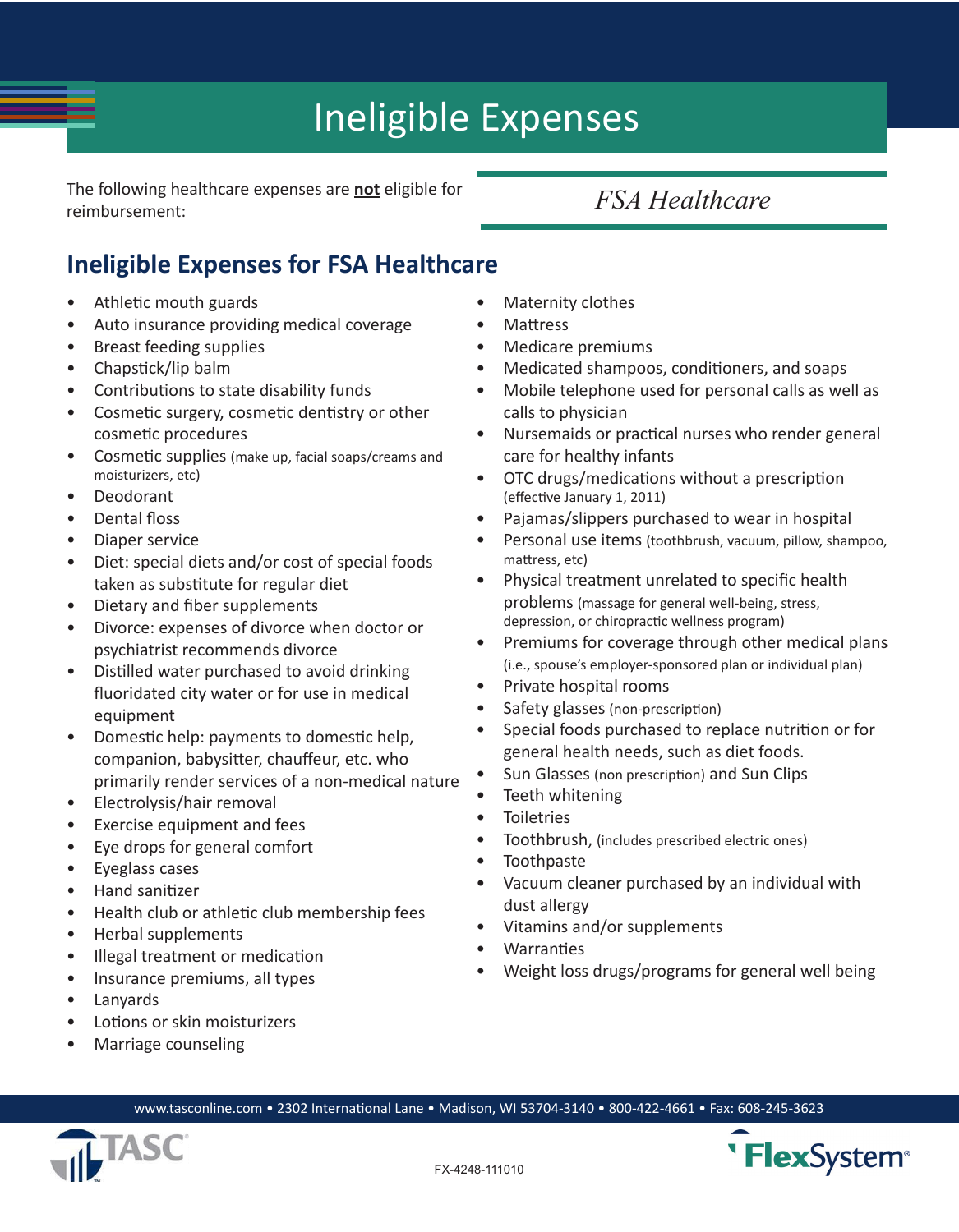# Ineligible Expenses

The following healthcare expenses are **not** eligible for reimbursement:

*FSA Healthcare*

## Ineligible Expenses for FSA Healthcare

- Athletic mouth guards
- Auto insurance providing medical coverage
- Breast feeding supplies
- Chapstick/lip balm
- Contributions to state disability funds
- Cosmetic surgery, cosmetic dentistry or other cosmetic procedures
- Cosmetic supplies (make up, facial soaps/creams and moisturizers, etc)
- Deodorant
- Dental floss
- Diaper service
- Diet: special diets and/or cost of special foods taken as substitute for regular diet
- Dietary and fiber supplements
- Divorce: expenses of divorce when doctor or psychiatrist recommends divorce
- Distilled water purchased to avoid drinking fluoridated city water or for use in medical equipment
- Domestic help: payments to domestic help, companion, babysitter, chauffeur, etc. who primarily render services of a non-medical nature
- Electrolysis/hair removal
- Exercise equipment and fees
- Eye drops for general comfort
- Eyeglass cases
- Hand sanitizer
- Health club or athletic club membership fees
- Herbal supplements
- Illegal treatment or medication
- Insurance premiums, all types
- Lanyards
- Lotions or skin moisturizers
- Marriage counseling
- Maternity clothes
- Mattress
- Medicare premiums
- Medicated shampoos, conditioners, and soaps
- Mobile telephone used for personal calls as well as calls to physician
- Nursemaids or practical nurses who render general care for healthy infants
- OTC drugs/medications without a prescription (effective January 1, 2011)
- Pajamas/slippers purchased to wear in hospital
- Personal use items (toothbrush, vacuum, pillow, shampoo, mattress, etc)
- Physical treatment unrelated to specific health problems (massage for general well-being, stress, depression, or chiropractic wellness program)
- Premiums for coverage through other medical plans (i.e., spouse's employer-sponsored plan or individual plan)
- Private hospital rooms
- Safety glasses (non-prescription)
- Special foods purchased to replace nutrition or for general health needs, such as diet foods.
- Sun Glasses (non prescription) and Sun Clips
- Teeth whitening
- Toiletries
- Toothbrush, (includes prescribed electric ones)
- Toothpaste
- Vacuum cleaner purchased by an individual with dust allergy
- Vitamins and/or supplements
- Warranties
- Weight loss drugs/programs for general well being

www.tasconline.com • 2302 International Lane • Madison, WI 53704-3140 • 800-422-4661 • Fax: 608-245-3623

FX-4248-111010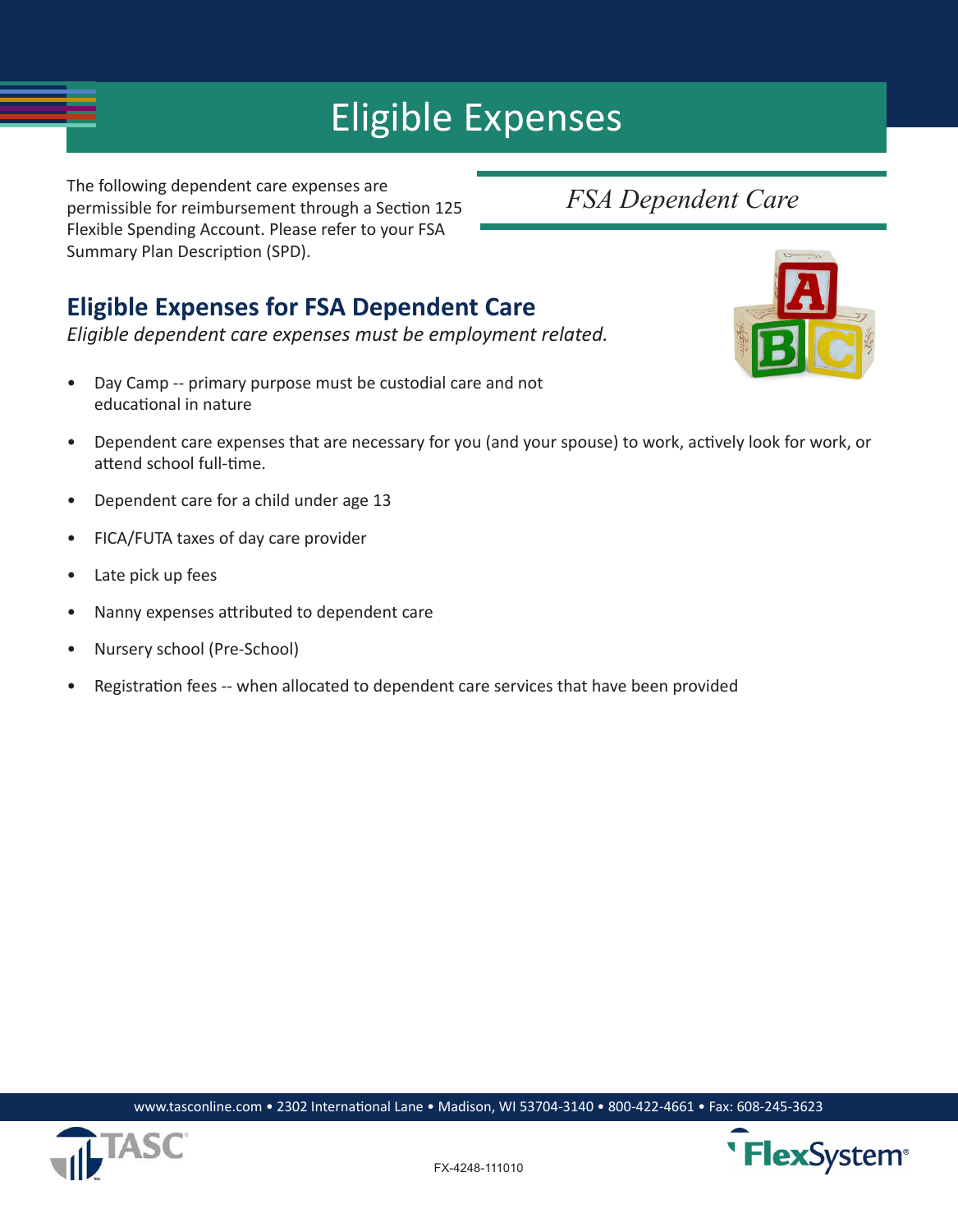# Eligible Expenses

The following dependent care expenses are permissible for reimbursement through a Section 125 Flexible Spending Account. Please refer to your FSA Summary Plan Description (SPD).

*FSA Dependent Care*

## Eligible Expenses for FSA Dependent Care

*Eligible dependent care expenses must be employment related.*

- Day Camp -- primary purpose must be custodial care and not educational in nature
- Dependent care expenses that are necessary for you (and your spouse) to work, actively look for work, or attend school full-time.
- Dependent care for a child under age 13
- FICA/FUTA taxes of day care provider
- Late pick up fees
- Nanny expenses attributed to dependent care
- Nursery school (Pre-School)
- Registration fees -- when allocated to dependent care services that have been provided

www.tasconline.com • 2302 International Lane • Madison, WI 53704-3140 • 800-422-4661 • Fax: 608-245-3623

FX-4248-111010